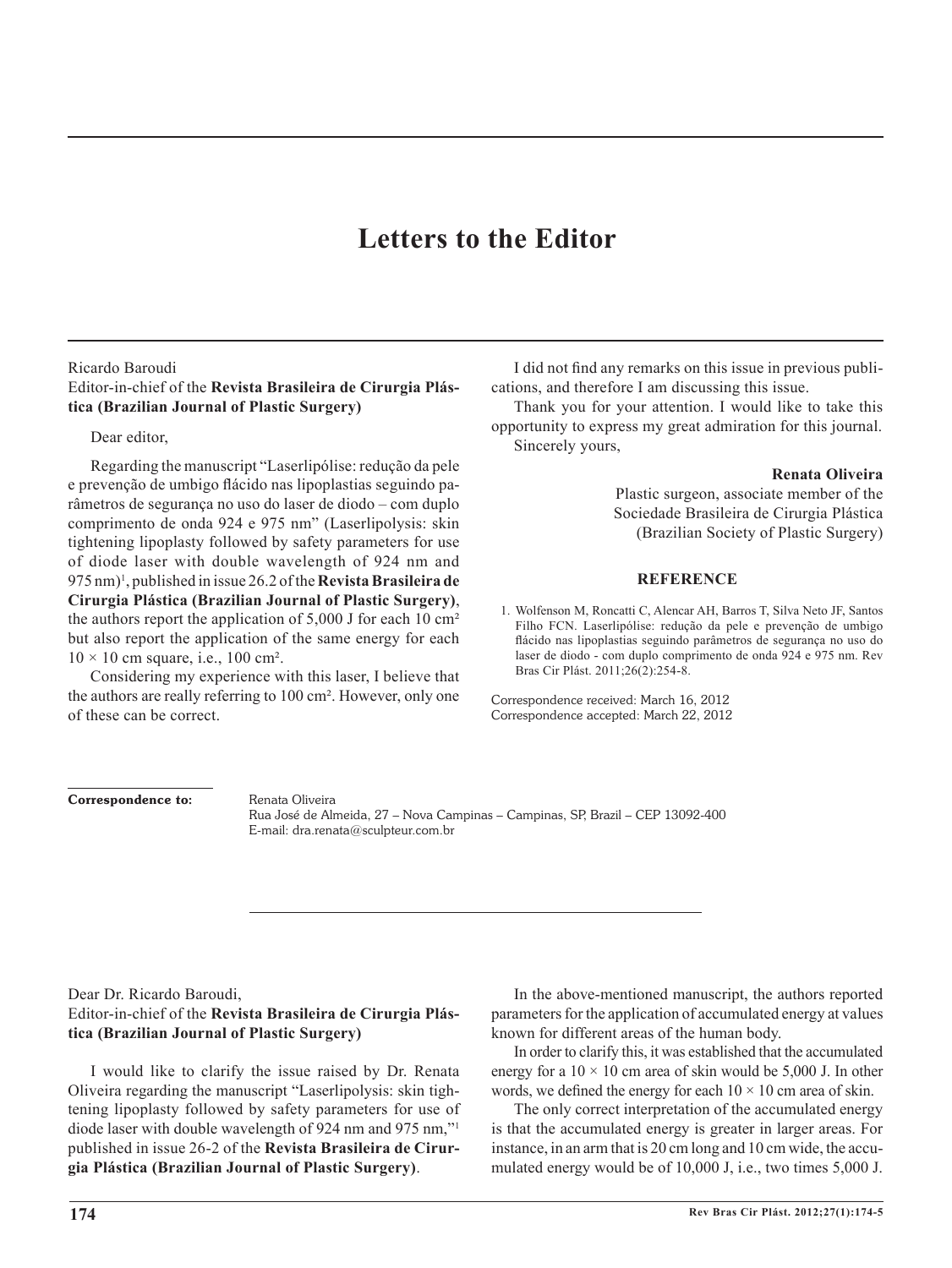# Letters to the Editor

Ricardo Baroudi
Editor-in-chief of the **Revista Brasileira de Cirurgia Plástica (Brazilian Journal of Plastic Surgery)**

Dear editor,

Regarding the manuscript "Laserlipólise: redução da pele e prevenção de umbigo flácido nas lipoplastias seguindo parâmetros de segurança no uso do laser de diodo – com duplo comprimento de onda 924 e 975 nm" (Laserlipolysis: skin tightening lipoplasty followed by safety parameters for use of diode laser with double wavelength of 924 nm and 975 nm)[1], published in issue 26.2 of the **Revista Brasileira de Cirurgia Plástica (Brazilian Journal of Plastic Surgery)**, the authors report the application of 5,000 J for each 10 cm² but also report the application of the same energy for each $10 \times 10$ cm square, i.e., 100 cm².

Considering my experience with this laser, I believe that the authors are really referring to 100 cm². However, only one of these can be correct.

I did not find any remarks on this issue in previous publications, and therefore I am discussing this issue.

Thank you for your attention. I would like to take this opportunity to express my great admiration for this journal.

Sincerely yours,

**Renata Oliveira**
Plastic surgeon, associate member of the Sociedade Brasileira de Cirurgia Plástica (Brazilian Society of Plastic Surgery)

**REFERENCE**

1. Wolfenson M, Roncatti C, Alencar AH, Barros T, Silva Neto JF, Santos Filho FCN. Laserlipólise: redução da pele e prevenção de umbigo flácido nas lipoplastias seguindo parâmetros de segurança no uso do laser de diodo - com duplo comprimento de onda 924 e 975 nm. Rev Bras Cir Plást. 2011;26(2):254-8.

Correspondence received: March 16, 2012
Correspondence accepted: March 22, 2012

**Correspondence to:** Renata Oliveira
Rua José de Almeida, 27 – Nova Campinas – Campinas, SP, Brazil – CEP 13092-400
E-mail: dra.renata@sculpteur.com.br

---

Dear Dr. Ricardo Baroudi,
Editor-in-chief of the **Revista Brasileira de Cirurgia Plástica (Brazilian Journal of Plastic Surgery)**

I would like to clarify the issue raised by Dr. Renata Oliveira regarding the manuscript "Laserlipolysis: skin tightening lipoplasty followed by safety parameters for use of diode laser with double wavelength of 924 nm and 975 nm,"[1] published in issue 26-2 of the **Revista Brasileira de Cirurgia Plástica (Brazilian Journal of Plastic Surgery)**.

In the above-mentioned manuscript, the authors reported parameters for the application of accumulated energy at values known for different areas of the human body.

In order to clarify this, it was established that the accumulated energy for a $10 \times 10$ cm area of skin would be 5,000 J. In other words, we defined the energy for each $10 \times 10$ cm area of skin.

The only correct interpretation of the accumulated energy is that the accumulated energy is greater in larger areas. For instance, in an arm that is 20 cm long and 10 cm wide, the accumulated energy would be of 10,000 J, i.e., two times 5,000 J.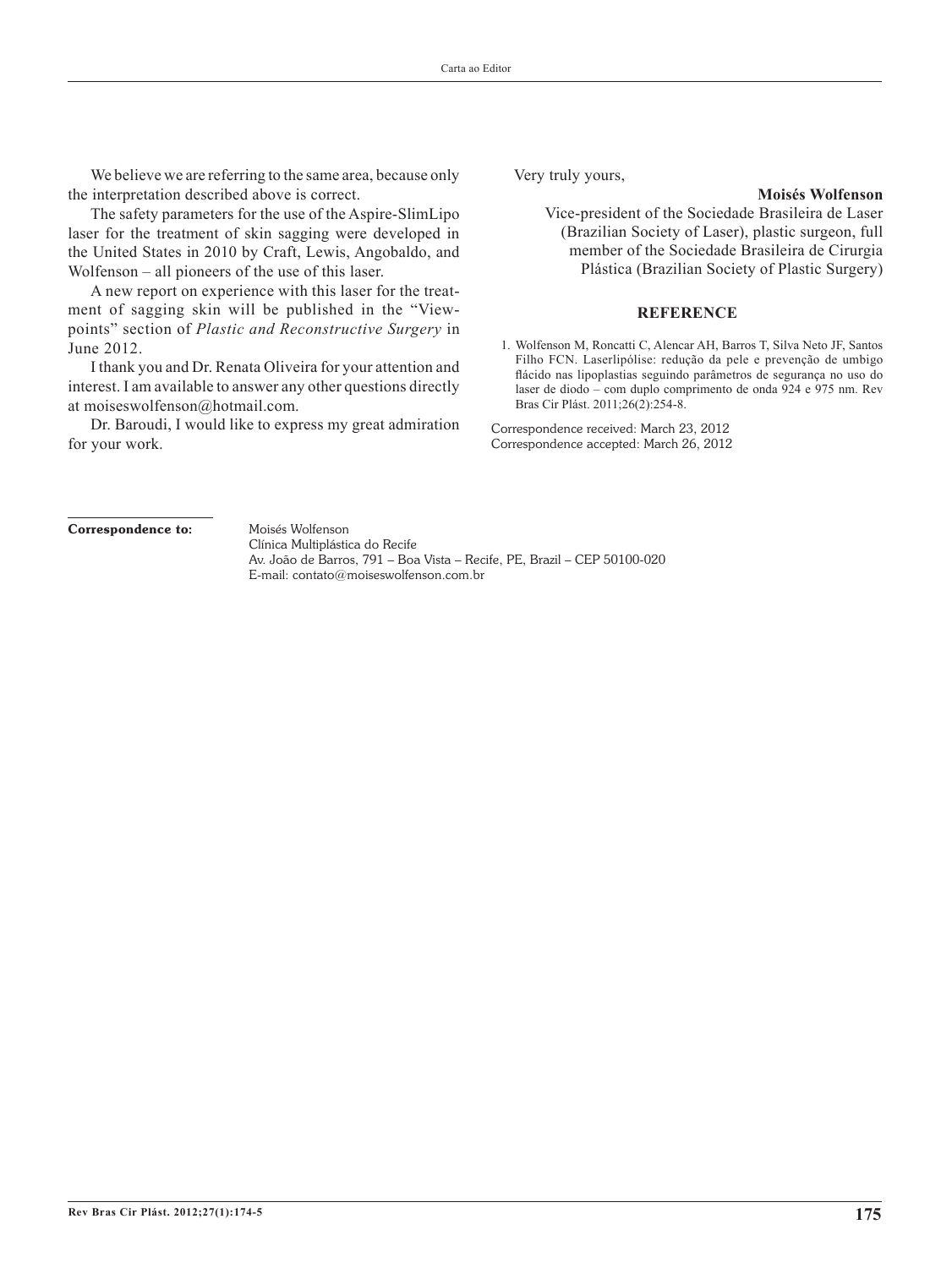We believe we are referring to the same area, because only the interpretation described above is correct.

The safety parameters for the use of the Aspire-SlimLipo laser for the treatment of skin sagging were developed in the United States in 2010 by Craft, Lewis, Angobaldo, and Wolfenson – all pioneers of the use of this laser.

A new report on experience with this laser for the treatment of sagging skin will be published in the "Viewpoints" section of *Plastic and Reconstructive Surgery* in June 2012.

I thank you and Dr. Renata Oliveira for your attention and interest. I am available to answer any other questions directly at moiseswolfenson@hotmail.com.

Dr. Baroudi, I would like to express my great admiration for your work.

Very truly yours,

**Moisés Wolfenson**
Vice-president of the Sociedade Brasileira de Laser (Brazilian Society of Laser), plastic surgeon, full member of the Sociedade Brasileira de Cirurgia Plástica (Brazilian Society of Plastic Surgery)

## REFERENCE

1. Wolfenson M, Roncatti C, Alencar AH, Barros T, Silva Neto JF, Santos Filho FCN. Laserlipólise: redução da pele e prevenção de umbigo flácido nas lipoplastias seguindo parâmetros de segurança no uso do laser de diodo – com duplo comprimento de onda 924 e 975 nm. Rev Bras Cir Plást. 2011;26(2):254-8.

Correspondence received: March 23, 2012
Correspondence accepted: March 26, 2012

**Correspondence to:** Moisés Wolfenson
Clínica Multiplástica do Recife
Av. João de Barros, 791 – Boa Vista – Recife, PE, Brazil – CEP 50100-020
E-mail: contato@moiseswolfenson.com.br